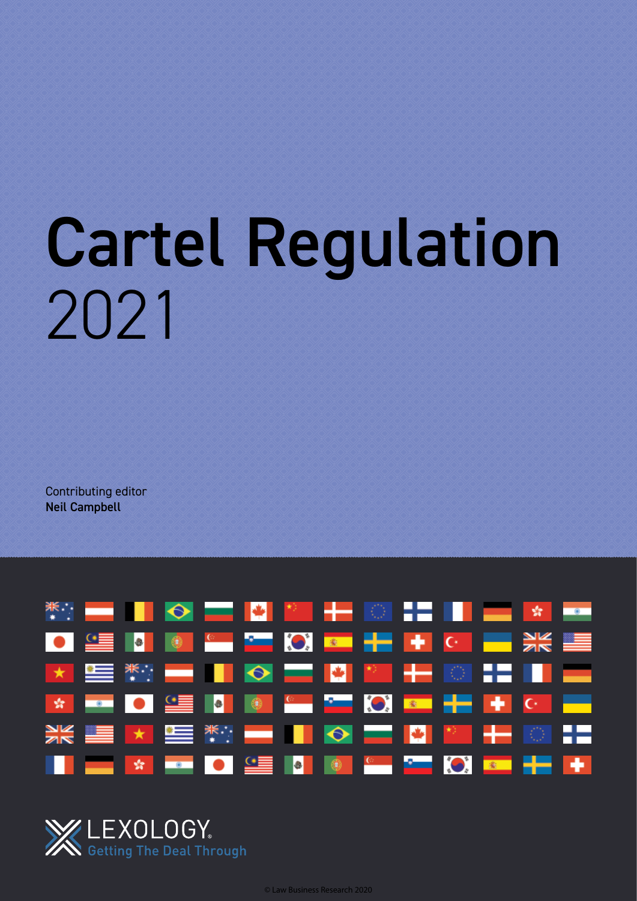# Cartel Regulation 2021

Contributing editor
**Neil Campbell**

LEXOLOGY
Getting The Deal Through

© Law Business Research 2020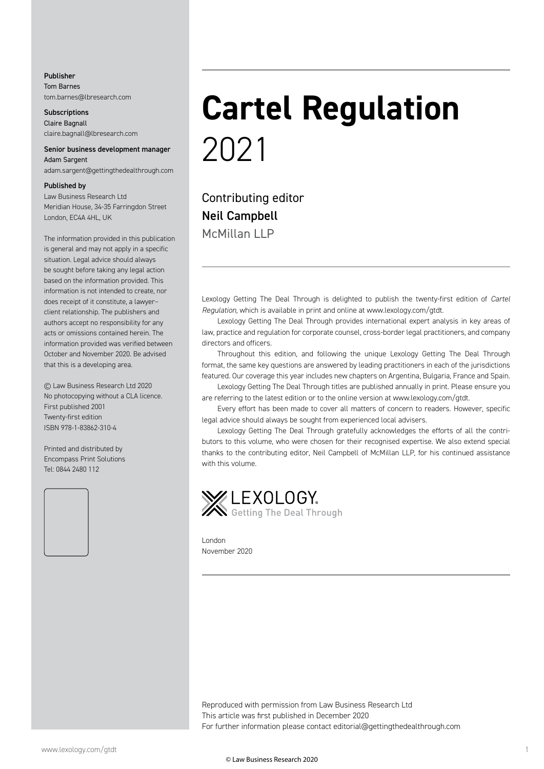**Publisher**
Tom Barnes
tom.barnes@lbresearch.com

**Subscriptions**
Claire Bagnall
claire.bagnall@lbresearch.com

**Senior business development manager**
Adam Sargent
adam.sargent@gettingthedealthrough.com

**Published by**
Law Business Research Ltd
Meridian House, 34-35 Farringdon Street
London, EC4A 4HL, UK

The information provided in this publication is general and may not apply in a specific situation. Legal advice should always be sought before taking any legal action based on the information provided. This information is not intended to create, nor does receipt of it constitute, a lawyer–client relationship. The publishers and authors accept no responsibility for any acts or omissions contained herein. The information provided was verified between October and November 2020. Be advised that this is a developing area.

© Law Business Research Ltd 2020
No photocopying without a CLA licence.
First published 2001
Twenty-first edition
ISBN 978-1-83862-310-4

Printed and distributed by
Encompass Print Solutions
Tel: 0844 2480 112

# Cartel Regulation
2021

Contributing editor
**Neil Campbell**
McMillan LLP

Lexology Getting The Deal Through is delighted to publish the twenty-first edition of *Cartel Regulation*, which is available in print and online at www.lexology.com/gtdt.

Lexology Getting The Deal Through provides international expert analysis in key areas of law, practice and regulation for corporate counsel, cross-border legal practitioners, and company directors and officers.

Throughout this edition, and following the unique Lexology Getting The Deal Through format, the same key questions are answered by leading practitioners in each of the jurisdictions featured. Our coverage this year includes new chapters on Argentina, Bulgaria, France and Spain.

Lexology Getting The Deal Through titles are published annually in print. Please ensure you are referring to the latest edition or to the online version at www.lexology.com/gtdt.

Every effort has been made to cover all matters of concern to readers. However, specific legal advice should always be sought from experienced local advisers.

Lexology Getting The Deal Through gratefully acknowledges the efforts of all the contributors to this volume, who were chosen for their recognised expertise. We also extend special thanks to the contributing editor, Neil Campbell of McMillan LLP, for his continued assistance with this volume.

LEXOLOGY
Getting The Deal Through

London
November 2020

Reproduced with permission from Law Business Research Ltd
This article was first published in December 2020
For further information please contact editorial@gettingthedealthrough.com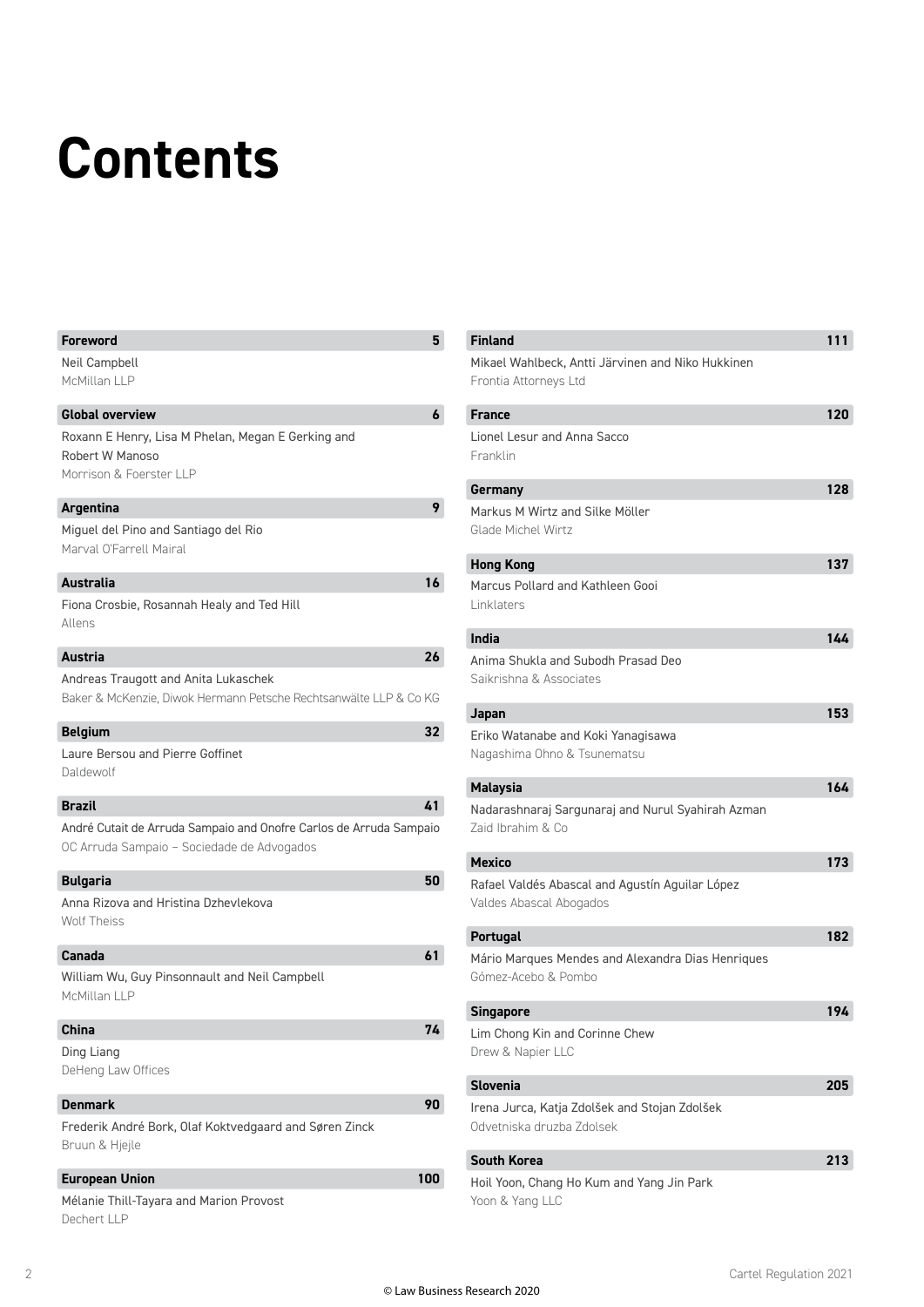# Contents

**Foreword** 5
Neil Campbell
McMillan LLP

**Global overview** 6
Roxann E Henry, Lisa M Phelan, Megan E Gerking and Robert W Manoso
Morrison & Foerster LLP

**Argentina** 9
Miguel del Pino and Santiago del Rio
Marval O'Farrell Mairal

**Australia** 16
Fiona Crosbie, Rosannah Healy and Ted Hill
Allens

**Austria** 26
Andreas Traugott and Anita Lukaschek
Baker & McKenzie, Diwok Hermann Petsche Rechtsanwälte LLP & Co KG

**Belgium** 32
Laure Bersou and Pierre Goffinet
Daldewolf

**Brazil** 41
André Cutait de Arruda Sampaio and Onofre Carlos de Arruda Sampaio
OC Arruda Sampaio – Sociedade de Advogados

**Bulgaria** 50
Anna Rizova and Hristina Dzhevlekova
Wolf Theiss

**Canada** 61
William Wu, Guy Pinsonnault and Neil Campbell
McMillan LLP

**China** 74
Ding Liang
DeHeng Law Offices

**Denmark** 90
Frederik André Bork, Olaf Koktvedgaard and Søren Zinck
Bruun & Hjejle

**European Union** 100
Mélanie Thill-Tayara and Marion Provost
Dechert LLP

**Finland** 111
Mikael Wahlbeck, Antti Järvinen and Niko Hukkinen
Frontia Attorneys Ltd

**France** 120
Lionel Lesur and Anna Sacco
Franklin

**Germany** 128
Markus M Wirtz and Silke Möller
Glade Michel Wirtz

**Hong Kong** 137
Marcus Pollard and Kathleen Gooi
Linklaters

**India** 144
Anima Shukla and Subodh Prasad Deo
Saikrishna & Associates

**Japan** 153
Eriko Watanabe and Koki Yanagisawa
Nagashima Ohno & Tsunematsu

**Malaysia** 164
Nadarashnaraj Sargunaraj and Nurul Syahirah Azman
Zaid Ibrahim & Co

**Mexico** 173
Rafael Valdés Abascal and Agustín Aguilar López
Valdes Abascal Abogados

**Portugal** 182
Mário Marques Mendes and Alexandra Dias Henriques
Gómez-Acebo & Pombo

**Singapore** 194
Lim Chong Kin and Corinne Chew
Drew & Napier LLC

**Slovenia** 205
Irena Jurca, Katja Zdolšek and Stojan Zdolšek
Odvetniska druzba Zdolsek

**South Korea** 213
Hoil Yoon, Chang Ho Kum and Yang Jin Park
Yoon & Yang LLC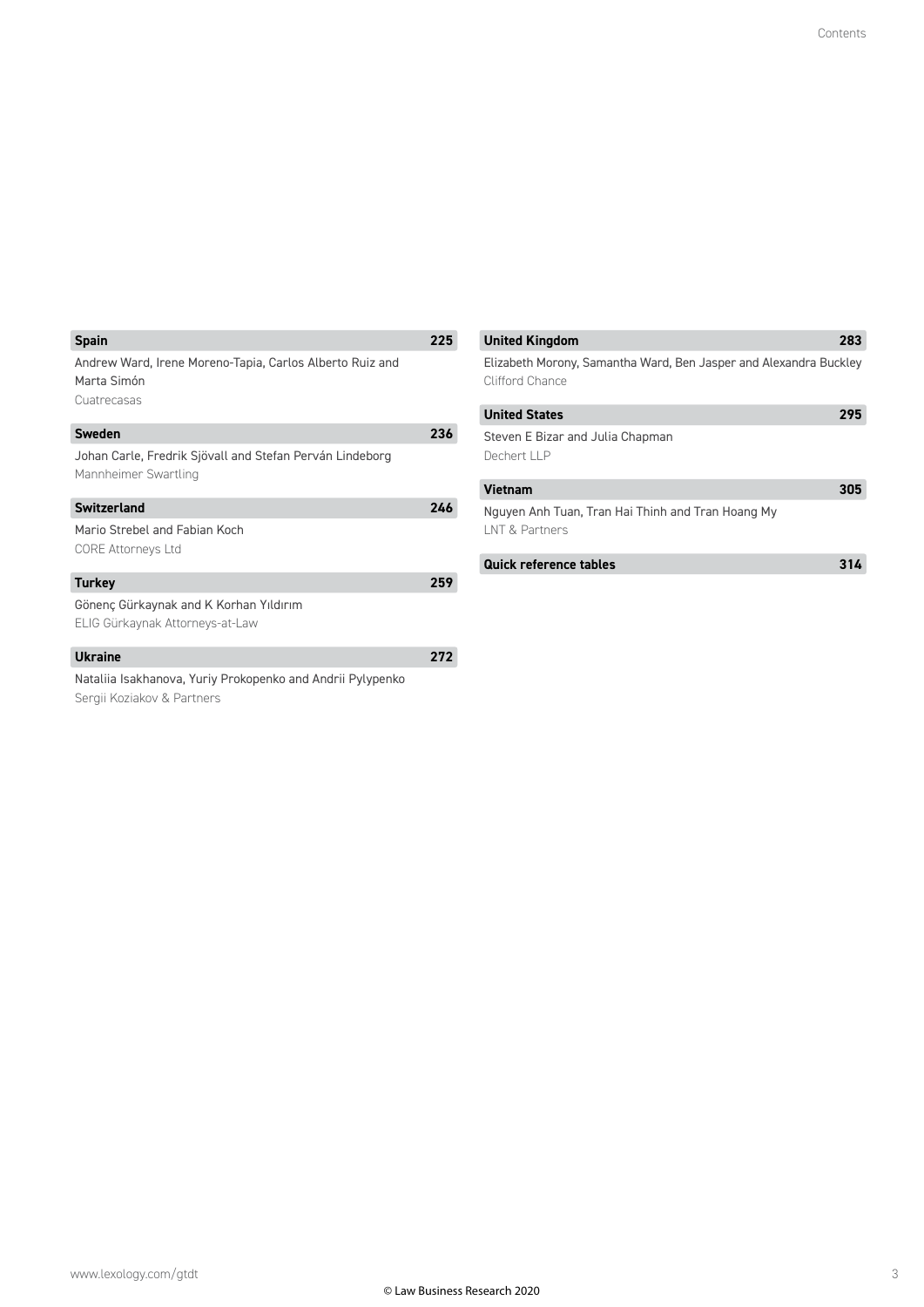**Spain** 225

Andrew Ward, Irene Moreno-Tapia, Carlos Alberto Ruiz and Marta Simón
Cuatrecasas

**Sweden** 236

Johan Carle, Fredrik Sjövall and Stefan Perván Lindeborg
Mannheimer Swartling

**Switzerland** 246

Mario Strebel and Fabian Koch
CORE Attorneys Ltd

**Turkey** 259

Gönenç Gürkaynak and K Korhan Yıldırım
ELIG Gürkaynak Attorneys-at-Law

**Ukraine** 272

Nataliia Isakhanova, Yuriy Prokopenko and Andrii Pylypenko
Sergii Koziakov & Partners

**United Kingdom** 283

Elizabeth Morony, Samantha Ward, Ben Jasper and Alexandra Buckley
Clifford Chance

**United States** 295

Steven E Bizar and Julia Chapman
Dechert LLP

**Vietnam** 305

Nguyen Anh Tuan, Tran Hai Thinh and Tran Hoang My
LNT & Partners

**Quick reference tables** 314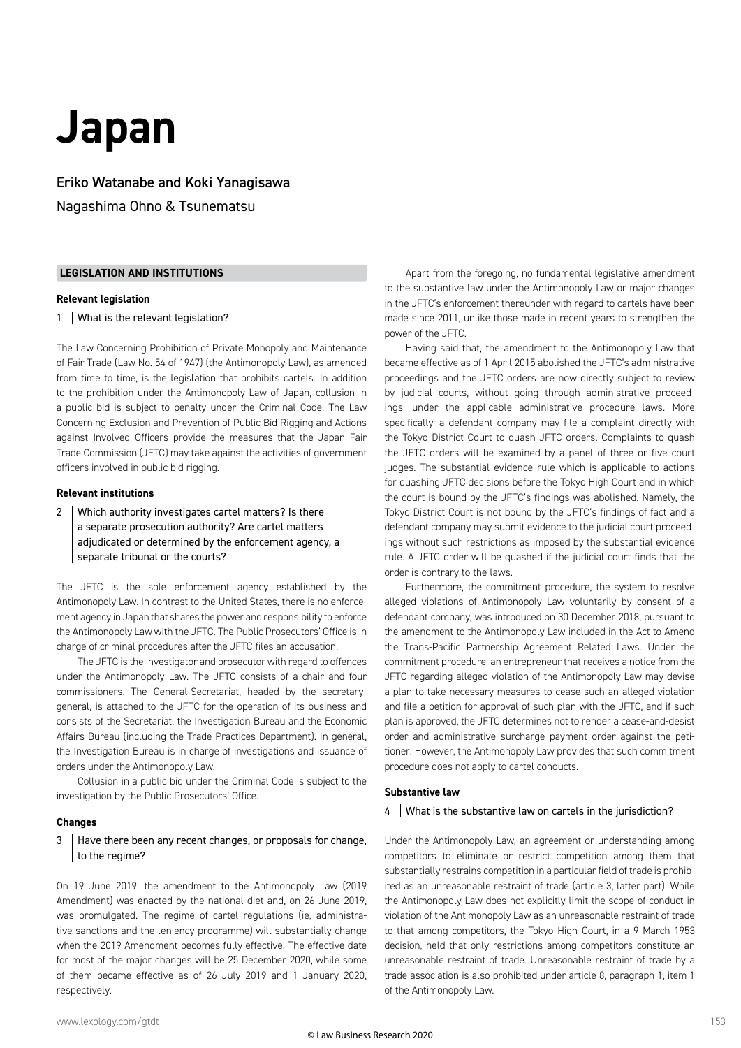# Japan

## Eriko Watanabe and Koki Yanagisawa

Nagashima Ohno & Tsunematsu

### LEGISLATION AND INSTITUTIONS

#### Relevant legislation

**1 What is the relevant legislation?**

The Law Concerning Prohibition of Private Monopoly and Maintenance of Fair Trade (Law No. 54 of 1947) (the Antimonopoly Law), as amended from time to time, is the legislation that prohibits cartels. In addition to the prohibition under the Antimonopoly Law of Japan, collusion in a public bid is subject to penalty under the Criminal Code. The Law Concerning Exclusion and Prevention of Public Bid Rigging and Actions against Involved Officers provide the measures that the Japan Fair Trade Commission (JFTC) may take against the activities of government officers involved in public bid rigging.

#### Relevant institutions

**2 Which authority investigates cartel matters? Is there a separate prosecution authority? Are cartel matters adjudicated or determined by the enforcement agency, a separate tribunal or the courts?**

The JFTC is the sole enforcement agency established by the Antimonopoly Law. In contrast to the United States, there is no enforcement agency in Japan that shares the power and responsibility to enforce the Antimonopoly Law with the JFTC. The Public Prosecutors' Office is in charge of criminal procedures after the JFTC files an accusation.

The JFTC is the investigator and prosecutor with regard to offences under the Antimonopoly Law. The JFTC consists of a chair and four commissioners. The General-Secretariat, headed by the secretary-general, is attached to the JFTC for the operation of its business and consists of the Secretariat, the Investigation Bureau and the Economic Affairs Bureau (including the Trade Practices Department). In general, the Investigation Bureau is in charge of investigations and issuance of orders under the Antimonopoly Law.

Collusion in a public bid under the Criminal Code is subject to the investigation by the Public Prosecutors' Office.

#### Changes

**3 Have there been any recent changes, or proposals for change, to the regime?**

On 19 June 2019, the amendment to the Antimonopoly Law (2019 Amendment) was enacted by the national diet and, on 26 June 2019, was promulgated. The regime of cartel regulations (ie, administrative sanctions and the leniency programme) will substantially change when the 2019 Amendment becomes fully effective. The effective date for most of the major changes will be 25 December 2020, while some of them became effective as of 26 July 2019 and 1 January 2020, respectively.

Apart from the foregoing, no fundamental legislative amendment to the substantive law under the Antimonopoly Law or major changes in the JFTC's enforcement thereunder with regard to cartels have been made since 2011, unlike those made in recent years to strengthen the power of the JFTC.

Having said that, the amendment to the Antimonopoly Law that became effective as of 1 April 2015 abolished the JFTC's administrative proceedings and the JFTC orders are now directly subject to review by judicial courts, without going through administrative proceedings, under the applicable administrative procedure laws. More specifically, a defendant company may file a complaint directly with the Tokyo District Court to quash JFTC orders. Complaints to quash the JFTC orders will be examined by a panel of three or five court judges. The substantial evidence rule which is applicable to actions for quashing JFTC decisions before the Tokyo High Court and in which the court is bound by the JFTC's findings was abolished. Namely, the Tokyo District Court is not bound by the JFTC's findings of fact and a defendant company may submit evidence to the judicial court proceedings without such restrictions as imposed by the substantial evidence rule. A JFTC order will be quashed if the judicial court finds that the order is contrary to the laws.

Furthermore, the commitment procedure, the system to resolve alleged violations of Antimonopoly Law voluntarily by consent of a defendant company, was introduced on 30 December 2018, pursuant to the amendment to the Antimonopoly Law included in the Act to Amend the Trans-Pacific Partnership Agreement Related Laws. Under the commitment procedure, an entrepreneur that receives a notice from the JFTC regarding alleged violation of the Antimonopoly Law may devise a plan to take necessary measures to cease such an alleged violation and file a petition for approval of such plan with the JFTC, and if such plan is approved, the JFTC determines not to render a cease-and-desist order and administrative surcharge payment order against the petitioner. However, the Antimonopoly Law provides that such commitment procedure does not apply to cartel conducts.

#### Substantive law

**4 What is the substantive law on cartels in the jurisdiction?**

Under the Antimonopoly Law, an agreement or understanding among competitors to eliminate or restrict competition among them that substantially restrains competition in a particular field of trade is prohibited as an unreasonable restraint of trade (article 3, latter part). While the Antimonopoly Law does not explicitly limit the scope of conduct in violation of the Antimonopoly Law as an unreasonable restraint of trade to that among competitors, the Tokyo High Court, in a 9 March 1953 decision, held that only restrictions among competitors constitute an unreasonable restraint of trade. Unreasonable restraint of trade by a trade association is also prohibited under article 8, paragraph 1, item 1 of the Antimonopoly Law.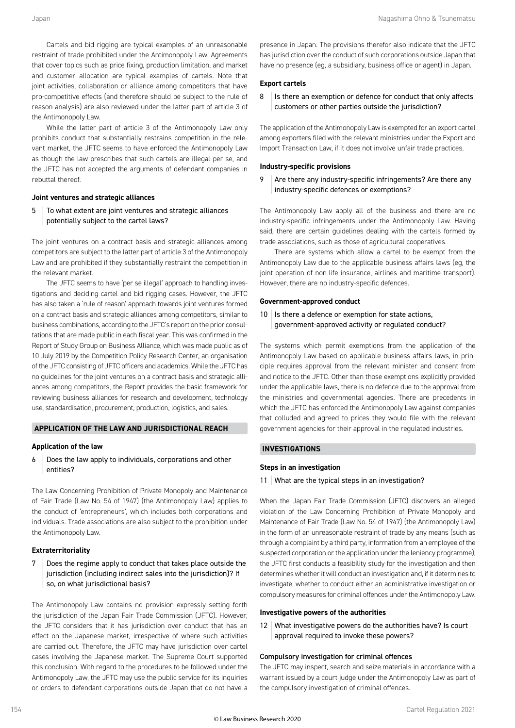Cartels and bid rigging are typical examples of an unreasonable restraint of trade prohibited under the Antimonopoly Law. Agreements that cover topics such as price fixing, production limitation, and market and customer allocation are typical examples of cartels. Note that joint activities, collaboration or alliance among competitors that have pro-competitive effects (and therefore should be subject to the rule of reason analysis) are also reviewed under the latter part of article 3 of the Antimonopoly Law.

While the latter part of article 3 of the Antimonopoly Law only prohibits conduct that substantially restrains competition in the relevant market, the JFTC seems to have enforced the Antimonopoly Law as though the law prescribes that such cartels are illegal per se, and the JFTC has not accepted the arguments of defendant companies in rebuttal thereof.

**Joint ventures and strategic alliances**

5 | To what extent are joint ventures and strategic alliances potentially subject to the cartel laws?

The joint ventures on a contract basis and strategic alliances among competitors are subject to the latter part of article 3 of the Antimonopoly Law and are prohibited if they substantially restraint the competition in the relevant market.

The JFTC seems to have 'per se illegal' approach to handling investigations and deciding cartel and bid rigging cases. However, the JFTC has also taken a 'rule of reason' approach towards joint ventures formed on a contract basis and strategic alliances among competitors, similar to business combinations, according to the JFTC's report on the prior consultations that are made public in each fiscal year. This was confirmed in the Report of Study Group on Business Alliance, which was made public as of 10 July 2019 by the Competition Policy Research Center, an organisation of the JFTC consisting of JFTC officers and academics. While the JFTC has no guidelines for the joint ventures on a contract basis and strategic alliances among competitors, the Report provides the basic framework for reviewing business alliances for research and development, technology use, standardisation, procurement, production, logistics, and sales.

## APPLICATION OF THE LAW AND JURISDICTIONAL REACH

**Application of the law**

6 | Does the law apply to individuals, corporations and other entities?

The Law Concerning Prohibition of Private Monopoly and Maintenance of Fair Trade (Law No. 54 of 1947) (the Antimonopoly Law) applies to the conduct of 'entrepreneurs', which includes both corporations and individuals. Trade associations are also subject to the prohibition under the Antimonopoly Law.

**Extraterritoriality**

7 | Does the regime apply to conduct that takes place outside the jurisdiction (including indirect sales into the jurisdiction)? If so, on what jurisdictional basis?

The Antimonopoly Law contains no provision expressly setting forth the jurisdiction of the Japan Fair Trade Commission (JFTC). However, the JFTC considers that it has jurisdiction over conduct that has an effect on the Japanese market, irrespective of where such activities are carried out. Therefore, the JFTC may have jurisdiction over cartel cases involving the Japanese market. The Supreme Court supported this conclusion. With regard to the procedures to be followed under the Antimonopoly Law, the JFTC may use the public service for its inquiries or orders to defendant corporations outside Japan that do not have a presence in Japan. The provisions therefor also indicate that the JFTC has jurisdiction over the conduct of such corporations outside Japan that have no presence (eg, a subsidiary, business office or agent) in Japan.

**Export cartels**

8 | Is there an exemption or defence for conduct that only affects customers or other parties outside the jurisdiction?

The application of the Antimonopoly Law is exempted for an export cartel among exporters filed with the relevant ministries under the Export and Import Transaction Law, if it does not involve unfair trade practices.

**Industry-specific provisions**

9 | Are there any industry-specific infringements? Are there any industry-specific defences or exemptions?

The Antimonopoly Law apply all of the business and there are no industry-specific infringements under the Antimonopoly Law. Having said, there are certain guidelines dealing with the cartels formed by trade associations, such as those of agricultural cooperatives.

There are systems which allow a cartel to be exempt from the Antimonopoly Law due to the applicable business affairs laws (eg, the joint operation of non-life insurance, airlines and maritime transport). However, there are no industry-specific defences.

**Government-approved conduct**

10 | Is there a defence or exemption for state actions, government-approved activity or regulated conduct?

The systems which permit exemptions from the application of the Antimonopoly Law based on applicable business affairs laws, in principle requires approval from the relevant minister and consent from and notice to the JFTC. Other than those exemptions explicitly provided under the applicable laws, there is no defence due to the approval from the ministries and governmental agencies. There are precedents in which the JFTC has enforced the Antimonopoly Law against companies that colluded and agreed to prices they would file with the relevant government agencies for their approval in the regulated industries.

## INVESTIGATIONS

**Steps in an investigation**

11 | What are the typical steps in an investigation?

When the Japan Fair Trade Commission (JFTC) discovers an alleged violation of the Law Concerning Prohibition of Private Monopoly and Maintenance of Fair Trade (Law No. 54 of 1947) (the Antimonopoly Law) in the form of an unreasonable restraint of trade by any means (such as through a complaint by a third party, information from an employee of the suspected corporation or the application under the leniency programme), the JFTC first conducts a feasibility study for the investigation and then determines whether it will conduct an investigation and, if it determines to investigate, whether to conduct either an administrative investigation or compulsory measures for criminal offences under the Antimonopoly Law.

**Investigative powers of the authorities**

12 | What investigative powers do the authorities have? Is court approval required to invoke these powers?

**Compulsory investigation for criminal offences**

The JFTC may inspect, search and seize materials in accordance with a warrant issued by a court judge under the Antimonopoly Law as part of the compulsory investigation of criminal offences.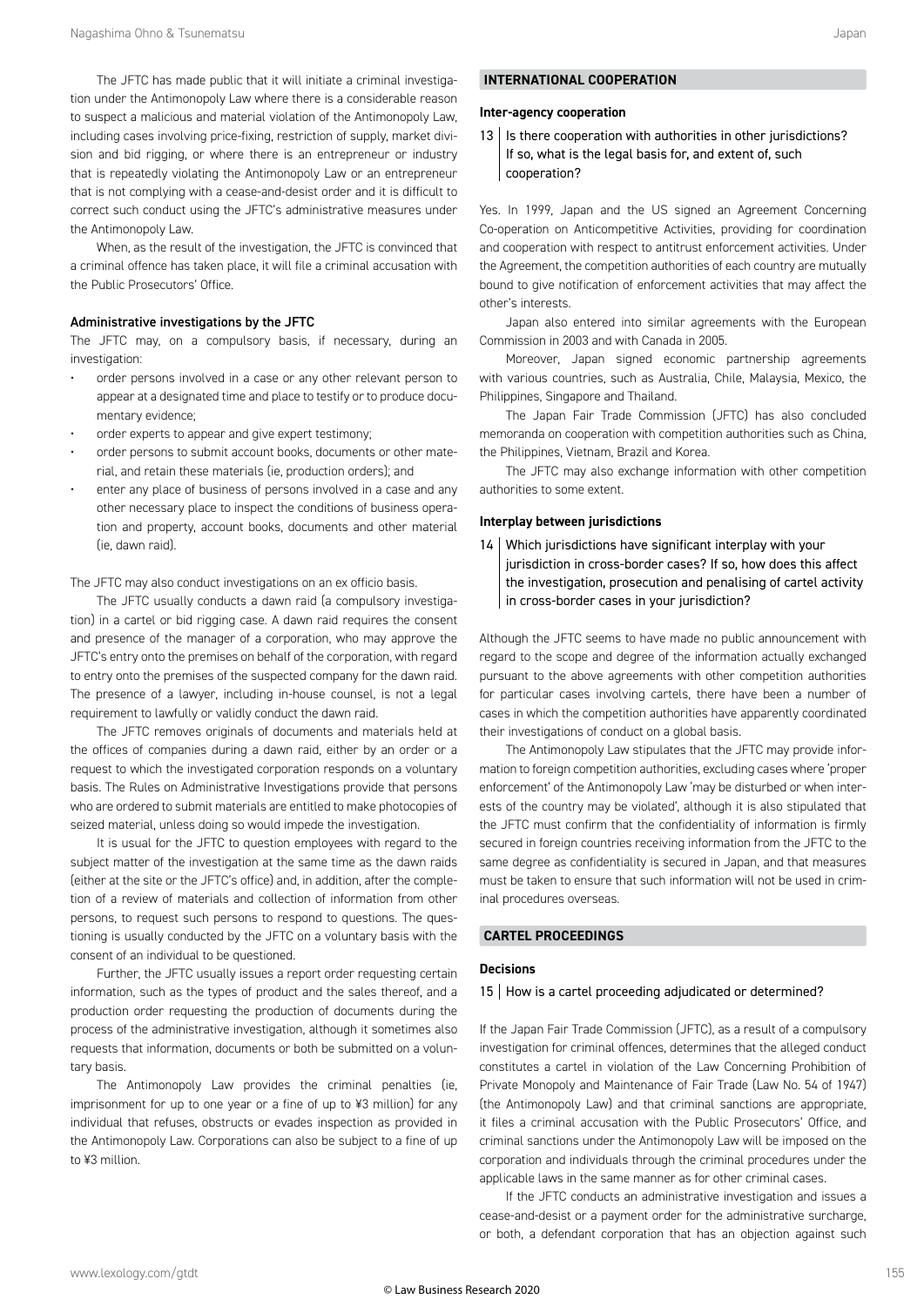The JFTC has made public that it will initiate a criminal investigation under the Antimonopoly Law where there is a considerable reason to suspect a malicious and material violation of the Antimonopoly Law, including cases involving price-fixing, restriction of supply, market division and bid rigging, or where there is an entrepreneur or industry that is repeatedly violating the Antimonopoly Law or an entrepreneur that is not complying with a cease-and-desist order and it is difficult to correct such conduct using the JFTC's administrative measures under the Antimonopoly Law.

When, as the result of the investigation, the JFTC is convinced that a criminal offence has taken place, it will file a criminal accusation with the Public Prosecutors' Office.

#### Administrative investigations by the JFTC

The JFTC may, on a compulsory basis, if necessary, during an investigation:

- order persons involved in a case or any other relevant person to appear at a designated time and place to testify or to produce documentary evidence;
- order experts to appear and give expert testimony;
- order persons to submit account books, documents or other material, and retain these materials (ie, production orders); and
- enter any place of business of persons involved in a case and any other necessary place to inspect the conditions of business operation and property, account books, documents and other material (ie, dawn raid).

The JFTC may also conduct investigations on an ex officio basis.

The JFTC usually conducts a dawn raid (a compulsory investigation) in a cartel or bid rigging case. A dawn raid requires the consent and presence of the manager of a corporation, who may approve the JFTC's entry onto the premises on behalf of the corporation, with regard to entry onto the premises of the suspected company for the dawn raid. The presence of a lawyer, including in-house counsel, is not a legal requirement to lawfully or validly conduct the dawn raid.

The JFTC removes originals of documents and materials held at the offices of companies during a dawn raid, either by an order or a request to which the investigated corporation responds on a voluntary basis. The Rules on Administrative Investigations provide that persons who are ordered to submit materials are entitled to make photocopies of seized material, unless doing so would impede the investigation.

It is usual for the JFTC to question employees with regard to the subject matter of the investigation at the same time as the dawn raids (either at the site or the JFTC's office) and, in addition, after the completion of a review of materials and collection of information from other persons, to request such persons to respond to questions. The questioning is usually conducted by the JFTC on a voluntary basis with the consent of an individual to be questioned.

Further, the JFTC usually issues a report order requesting certain information, such as the types of product and the sales thereof, and a production order requesting the production of documents during the process of the administrative investigation, although it sometimes also requests that information, documents or both be submitted on a voluntary basis.

The Antimonopoly Law provides the criminal penalties (ie, imprisonment for up to one year or a fine of up to ¥3 million) for any individual that refuses, obstructs or evades inspection as provided in the Antimonopoly Law. Corporations can also be subject to a fine of up to ¥3 million.

## INTERNATIONAL COOPERATION

### Inter-agency cooperation

**13 Is there cooperation with authorities in other jurisdictions? If so, what is the legal basis for, and extent of, such cooperation?**

Yes. In 1999, Japan and the US signed an Agreement Concerning Co-operation on Anticompetitive Activities, providing for coordination and cooperation with respect to antitrust enforcement activities. Under the Agreement, the competition authorities of each country are mutually bound to give notification of enforcement activities that may affect the other's interests.

Japan also entered into similar agreements with the European Commission in 2003 and with Canada in 2005.

Moreover, Japan signed economic partnership agreements with various countries, such as Australia, Chile, Malaysia, Mexico, the Philippines, Singapore and Thailand.

The Japan Fair Trade Commission (JFTC) has also concluded memoranda on cooperation with competition authorities such as China, the Philippines, Vietnam, Brazil and Korea.

The JFTC may also exchange information with other competition authorities to some extent.

### Interplay between jurisdictions

**14 Which jurisdictions have significant interplay with your jurisdiction in cross-border cases? If so, how does this affect the investigation, prosecution and penalising of cartel activity in cross-border cases in your jurisdiction?**

Although the JFTC seems to have made no public announcement with regard to the scope and degree of the information actually exchanged pursuant to the above agreements with other competition authorities for particular cases involving cartels, there have been a number of cases in which the competition authorities have apparently coordinated their investigations of conduct on a global basis.

The Antimonopoly Law stipulates that the JFTC may provide information to foreign competition authorities, excluding cases where 'proper enforcement' of the Antimonopoly Law 'may be disturbed or when interests of the country may be violated', although it is also stipulated that the JFTC must confirm that the confidentiality of information is firmly secured in foreign countries receiving information from the JFTC to the same degree as confidentiality is secured in Japan, and that measures must be taken to ensure that such information will not be used in criminal procedures overseas.

## CARTEL PROCEEDINGS

### Decisions

**15 How is a cartel proceeding adjudicated or determined?**

If the Japan Fair Trade Commission (JFTC), as a result of a compulsory investigation for criminal offences, determines that the alleged conduct constitutes a cartel in violation of the Law Concerning Prohibition of Private Monopoly and Maintenance of Fair Trade (Law No. 54 of 1947) (the Antimonopoly Law) and that criminal sanctions are appropriate, it files a criminal accusation with the Public Prosecutors' Office, and criminal sanctions under the Antimonopoly Law will be imposed on the corporation and individuals through the criminal procedures under the applicable laws in the same manner as for other criminal cases.

If the JFTC conducts an administrative investigation and issues a cease-and-desist or a payment order for the administrative surcharge, or both, a defendant corporation that has an objection against such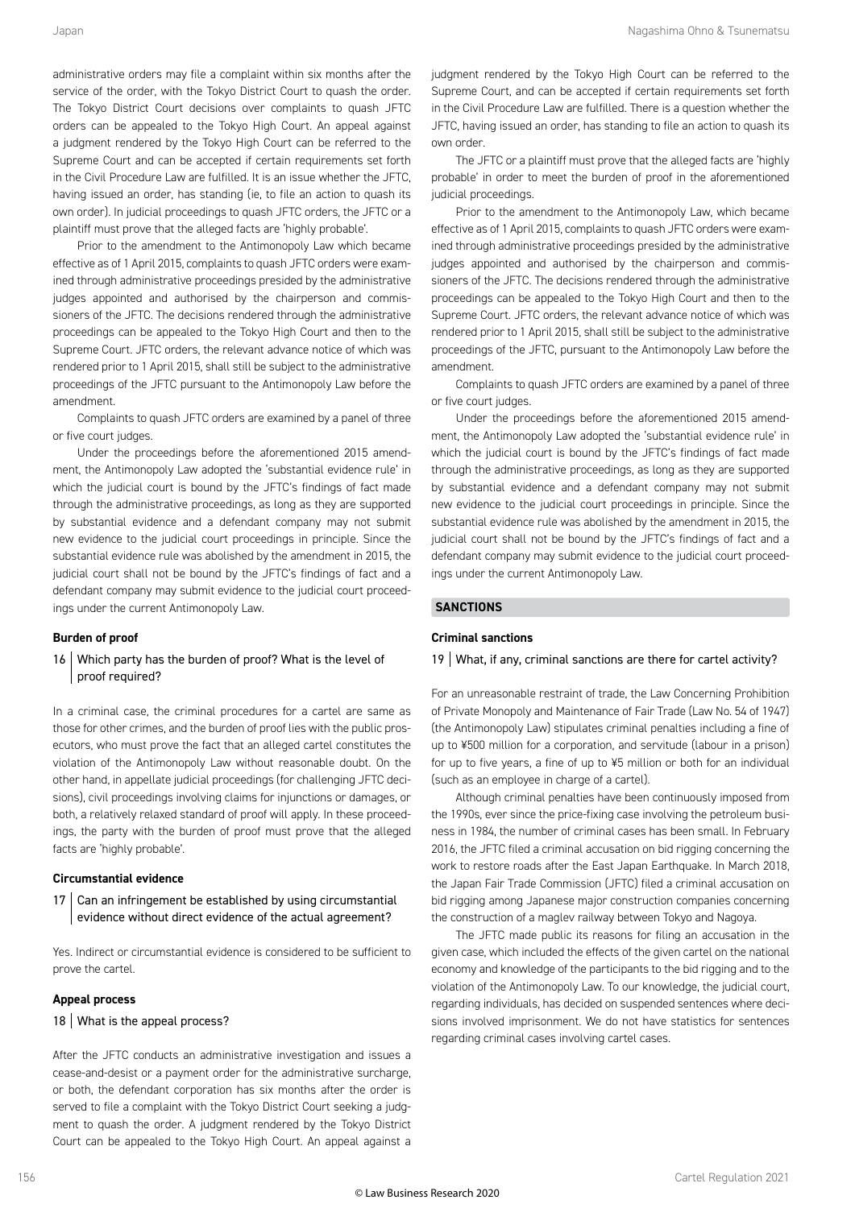administrative orders may file a complaint within six months after the service of the order, with the Tokyo District Court to quash the order. The Tokyo District Court decisions over complaints to quash JFTC orders can be appealed to the Tokyo High Court. An appeal against a judgment rendered by the Tokyo High Court can be referred to the Supreme Court and can be accepted if certain requirements set forth in the Civil Procedure Law are fulfilled. It is an issue whether the JFTC, having issued an order, has standing (ie, to file an action to quash its own order). In judicial proceedings to quash JFTC orders, the JFTC or a plaintiff must prove that the alleged facts are 'highly probable'.

Prior to the amendment to the Antimonopoly Law which became effective as of 1 April 2015, complaints to quash JFTC orders were examined through administrative proceedings presided by the administrative judges appointed and authorised by the chairperson and commissioners of the JFTC. The decisions rendered through the administrative proceedings can be appealed to the Tokyo High Court and then to the Supreme Court. JFTC orders, the relevant advance notice of which was rendered prior to 1 April 2015, shall still be subject to the administrative proceedings of the JFTC pursuant to the Antimonopoly Law before the amendment.

Complaints to quash JFTC orders are examined by a panel of three or five court judges.

Under the proceedings before the aforementioned 2015 amendment, the Antimonopoly Law adopted the 'substantial evidence rule' in which the judicial court is bound by the JFTC's findings of fact made through the administrative proceedings, as long as they are supported by substantial evidence and a defendant company may not submit new evidence to the judicial court proceedings in principle. Since the substantial evidence rule was abolished by the amendment in 2015, the judicial court shall not be bound by the JFTC's findings of fact and a defendant company may submit evidence to the judicial court proceedings under the current Antimonopoly Law.

**Burden of proof**

**16 | Which party has the burden of proof? What is the level of proof required?**

In a criminal case, the criminal procedures for a cartel are same as those for other crimes, and the burden of proof lies with the public prosecutors, who must prove the fact that an alleged cartel constitutes the violation of the Antimonopoly Law without reasonable doubt. On the other hand, in appellate judicial proceedings (for challenging JFTC decisions), civil proceedings involving claims for injunctions or damages, or both, a relatively relaxed standard of proof will apply. In these proceedings, the party with the burden of proof must prove that the alleged facts are 'highly probable'.

**Circumstantial evidence**

**17 | Can an infringement be established by using circumstantial evidence without direct evidence of the actual agreement?**

Yes. Indirect or circumstantial evidence is considered to be sufficient to prove the cartel.

**Appeal process**

**18 | What is the appeal process?**

After the JFTC conducts an administrative investigation and issues a cease-and-desist or a payment order for the administrative surcharge, or both, the defendant corporation has six months after the order is served to file a complaint with the Tokyo District Court seeking a judgment to quash the order. A judgment rendered by the Tokyo District Court can be appealed to the Tokyo High Court. An appeal against a judgment rendered by the Tokyo High Court can be referred to the Supreme Court, and can be accepted if certain requirements set forth in the Civil Procedure Law are fulfilled. There is a question whether the JFTC, having issued an order, has standing to file an action to quash its own order.

The JFTC or a plaintiff must prove that the alleged facts are 'highly probable' in order to meet the burden of proof in the aforementioned judicial proceedings.

Prior to the amendment to the Antimonopoly Law, which became effective as of 1 April 2015, complaints to quash JFTC orders were examined through administrative proceedings presided by the administrative judges appointed and authorised by the chairperson and commissioners of the JFTC. The decisions rendered through the administrative proceedings can be appealed to the Tokyo High Court and then to the Supreme Court. JFTC orders, the relevant advance notice of which was rendered prior to 1 April 2015, shall still be subject to the administrative proceedings of the JFTC, pursuant to the Antimonopoly Law before the amendment.

Complaints to quash JFTC orders are examined by a panel of three or five court judges.

Under the proceedings before the aforementioned 2015 amendment, the Antimonopoly Law adopted the 'substantial evidence rule' in which the judicial court is bound by the JFTC's findings of fact made through the administrative proceedings, as long as they are supported by substantial evidence and a defendant company may not submit new evidence to the judicial court proceedings in principle. Since the substantial evidence rule was abolished by the amendment in 2015, the judicial court shall not be bound by the JFTC's findings of fact and a defendant company may submit evidence to the judicial court proceedings under the current Antimonopoly Law.

## SANCTIONS

**Criminal sanctions**

**19 | What, if any, criminal sanctions are there for cartel activity?**

For an unreasonable restraint of trade, the Law Concerning Prohibition of Private Monopoly and Maintenance of Fair Trade (Law No. 54 of 1947) (the Antimonopoly Law) stipulates criminal penalties including a fine of up to ¥500 million for a corporation, and servitude (labour in a prison) for up to five years, a fine of up to ¥5 million or both for an individual (such as an employee in charge of a cartel).

Although criminal penalties have been continuously imposed from the 1990s, ever since the price-fixing case involving the petroleum business in 1984, the number of criminal cases has been small. In February 2016, the JFTC filed a criminal accusation on bid rigging concerning the work to restore roads after the East Japan Earthquake. In March 2018, the Japan Fair Trade Commission (JFTC) filed a criminal accusation on bid rigging among Japanese major construction companies concerning the construction of a maglev railway between Tokyo and Nagoya.

The JFTC made public its reasons for filing an accusation in the given case, which included the effects of the given cartel on the national economy and knowledge of the participants to the bid rigging and to the violation of the Antimonopoly Law. To our knowledge, the judicial court, regarding individuals, has decided on suspended sentences where decisions involved imprisonment. We do not have statistics for sentences regarding criminal cases involving cartel cases.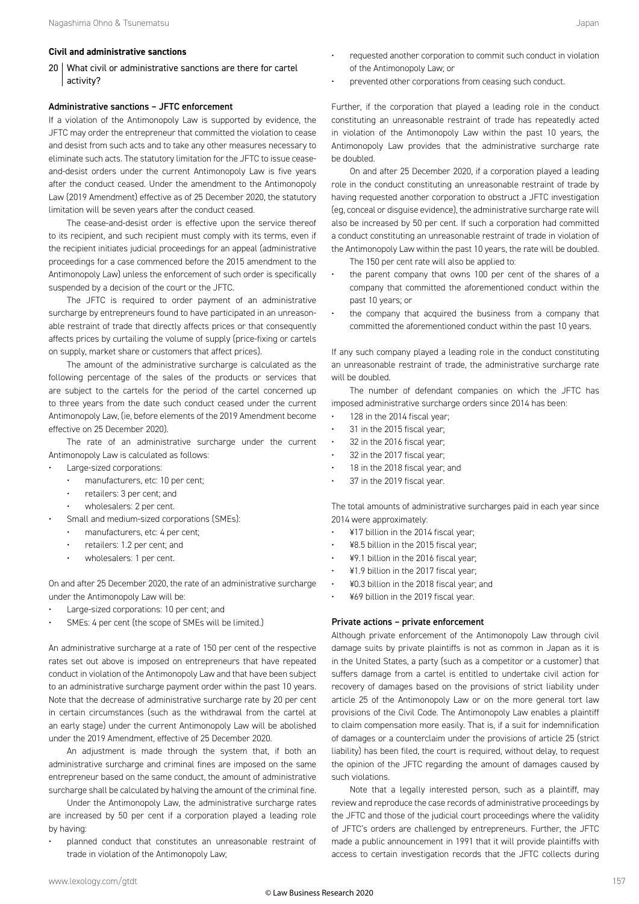### Civil and administrative sanctions

**20 What civil or administrative sanctions are there for cartel activity?**

#### Administrative sanctions – JFTC enforcement

If a violation of the Antimonopoly Law is supported by evidence, the JFTC may order the entrepreneur that committed the violation to cease and desist from such acts and to take any other measures necessary to eliminate such acts. The statutory limitation for the JFTC to issue cease-and-desist orders under the current Antimonopoly Law is five years after the conduct ceased. Under the amendment to the Antimonopoly Law (2019 Amendment) effective as of 25 December 2020, the statutory limitation will be seven years after the conduct ceased.

The cease-and-desist order is effective upon the service thereof to its recipient, and such recipient must comply with its terms, even if the recipient initiates judicial proceedings for an appeal (administrative proceedings for a case commenced before the 2015 amendment to the Antimonopoly Law) unless the enforcement of such order is specifically suspended by a decision of the court or the JFTC.

The JFTC is required to order payment of an administrative surcharge by entrepreneurs found to have participated in an unreasonable restraint of trade that directly affects prices or that consequently affects prices by curtailing the volume of supply (price-fixing or cartels on supply, market share or customers that affect prices).

The amount of the administrative surcharge is calculated as the following percentage of the sales of the products or services that are subject to the cartels for the period of the cartel concerned up to three years from the date such conduct ceased under the current Antimonopoly Law, (ie, before elements of the 2019 Amendment become effective on 25 December 2020).

The rate of an administrative surcharge under the current Antimonopoly Law is calculated as follows:

- Large-sized corporations:
  - manufacturers, etc: 10 per cent;
  - retailers: 3 per cent; and
  - wholesalers: 2 per cent.
- Small and medium-sized corporations (SMEs):
  - manufacturers, etc: 4 per cent;
  - retailers: 1.2 per cent; and
  - wholesalers: 1 per cent.

On and after 25 December 2020, the rate of an administrative surcharge under the Antimonopoly Law will be:

- Large-sized corporations: 10 per cent; and
- SMEs: 4 per cent (the scope of SMEs will be limited.)

An administrative surcharge at a rate of 150 per cent of the respective rates set out above is imposed on entrepreneurs that have repeated conduct in violation of the Antimonopoly Law and that have been subject to an administrative surcharge payment order within the past 10 years. Note that the decrease of administrative surcharge rate by 20 per cent in certain circumstances (such as the withdrawal from the cartel at an early stage) under the current Antimonopoly Law will be abolished under the 2019 Amendment, effective of 25 December 2020.

An adjustment is made through the system that, if both an administrative surcharge and criminal fines are imposed on the same entrepreneur based on the same conduct, the amount of administrative surcharge shall be calculated by halving the amount of the criminal fine.

Under the Antimonopoly Law, the administrative surcharge rates are increased by 50 per cent if a corporation played a leading role by having:

- planned conduct that constitutes an unreasonable restraint of trade in violation of the Antimonopoly Law;
- requested another corporation to commit such conduct in violation of the Antimonopoly Law; or
- prevented other corporations from ceasing such conduct.

Further, if the corporation that played a leading role in the conduct constituting an unreasonable restraint of trade has repeatedly acted in violation of the Antimonopoly Law within the past 10 years, the Antimonopoly Law provides that the administrative surcharge rate be doubled.

On and after 25 December 2020, if a corporation played a leading role in the conduct constituting an unreasonable restraint of trade by having requested another corporation to obstruct a JFTC investigation (eg, conceal or disguise evidence), the administrative surcharge rate will also be increased by 50 per cent. If such a corporation had committed a conduct constituting an unreasonable restraint of trade in violation of the Antimonopoly Law within the past 10 years, the rate will be doubled.

The 150 per cent rate will also be applied to:

- the parent company that owns 100 per cent of the shares of a company that committed the aforementioned conduct within the past 10 years; or
- the company that acquired the business from a company that committed the aforementioned conduct within the past 10 years.

If any such company played a leading role in the conduct constituting an unreasonable restraint of trade, the administrative surcharge rate will be doubled.

The number of defendant companies on which the JFTC has imposed administrative surcharge orders since 2014 has been:

- 128 in the 2014 fiscal year;
- 31 in the 2015 fiscal year;
- 32 in the 2016 fiscal year;
- 32 in the 2017 fiscal year;
- 18 in the 2018 fiscal year; and
- 37 in the 2019 fiscal year.

The total amounts of administrative surcharges paid in each year since 2014 were approximately:

- ¥17 billion in the 2014 fiscal year;
- ¥8.5 billion in the 2015 fiscal year;
- ¥9.1 billion in the 2016 fiscal year;
- ¥1.9 billion in the 2017 fiscal year;
- ¥0.3 billion in the 2018 fiscal year; and
- ¥69 billion in the 2019 fiscal year.

#### Private actions – private enforcement

Although private enforcement of the Antimonopoly Law through civil damage suits by private plaintiffs is not as common in Japan as it is in the United States, a party (such as a competitor or a customer) that suffers damage from a cartel is entitled to undertake civil action for recovery of damages based on the provisions of strict liability under article 25 of the Antimonopoly Law or on the more general tort law provisions of the Civil Code. The Antimonopoly Law enables a plaintiff to claim compensation more easily. That is, if a suit for indemnification of damages or a counterclaim under the provisions of article 25 (strict liability) has been filed, the court is required, without delay, to request the opinion of the JFTC regarding the amount of damages caused by such violations.

Note that a legally interested person, such as a plaintiff, may review and reproduce the case records of administrative proceedings by the JFTC and those of the judicial court proceedings where the validity of JFTC's orders are challenged by entrepreneurs. Further, the JFTC made a public announcement in 1991 that it will provide plaintiffs with access to certain investigation records that the JFTC collects during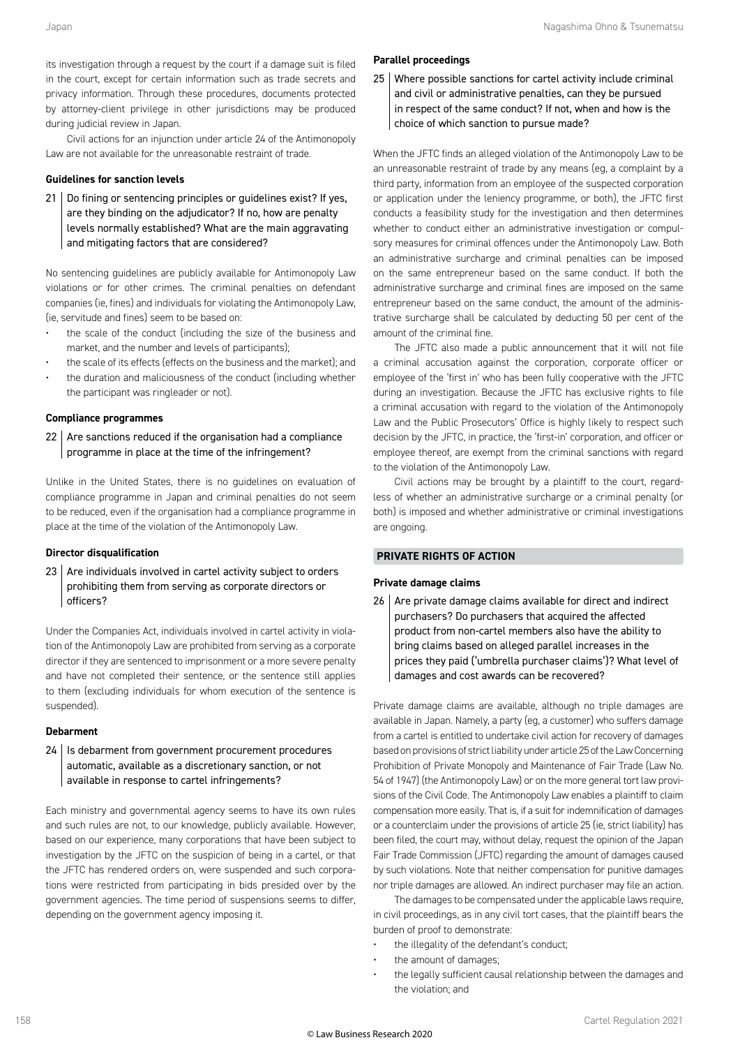its investigation through a request by the court if a damage suit is filed in the court, except for certain information such as trade secrets and privacy information. Through these procedures, documents protected by attorney-client privilege in other jurisdictions may be produced during judicial review in Japan.

Civil actions for an injunction under article 24 of the Antimonopoly Law are not available for the unreasonable restraint of trade.

### Guidelines for sanction levels

**21 Do fining or sentencing principles or guidelines exist? If yes, are they binding on the adjudicator? If no, how are penalty levels normally established? What are the main aggravating and mitigating factors that are considered?**

No sentencing guidelines are publicly available for Antimonopoly Law violations or for other crimes. The criminal penalties on defendant companies (ie, fines) and individuals for violating the Antimonopoly Law, (ie, servitude and fines) seem to be based on:

- the scale of the conduct (including the size of the business and market, and the number and levels of participants);
- the scale of its effects (effects on the business and the market); and
- the duration and maliciousness of the conduct (including whether the participant was ringleader or not).

### Compliance programmes

**22 Are sanctions reduced if the organisation had a compliance programme in place at the time of the infringement?**

Unlike in the United States, there is no guidelines on evaluation of compliance programme in Japan and criminal penalties do not seem to be reduced, even if the organisation had a compliance programme in place at the time of the violation of the Antimonopoly Law.

### Director disqualification

**23 Are individuals involved in cartel activity subject to orders prohibiting them from serving as corporate directors or officers?**

Under the Companies Act, individuals involved in cartel activity in violation of the Antimonopoly Law are prohibited from serving as a corporate director if they are sentenced to imprisonment or a more severe penalty and have not completed their sentence, or the sentence still applies to them (excluding individuals for whom execution of the sentence is suspended).

### Debarment

**24 Is debarment from government procurement procedures automatic, available as a discretionary sanction, or not available in response to cartel infringements?**

Each ministry and governmental agency seems to have its own rules and such rules are not, to our knowledge, publicly available. However, based on our experience, many corporations that have been subject to investigation by the JFTC on the suspicion of being in a cartel, or that the JFTC has rendered orders on, were suspended and such corporations were restricted from participating in bids presided over by the government agencies. The time period of suspensions seems to differ, depending on the government agency imposing it.

### Parallel proceedings

**25 Where possible sanctions for cartel activity include criminal and civil or administrative penalties, can they be pursued in respect of the same conduct? If not, when and how is the choice of which sanction to pursue made?**

When the JFTC finds an alleged violation of the Antimonopoly Law to be an unreasonable restraint of trade by any means (eg, a complaint by a third party, information from an employee of the suspected corporation or application under the leniency programme, or both), the JFTC first conducts a feasibility study for the investigation and then determines whether to conduct either an administrative investigation or compulsory measures for criminal offences under the Antimonopoly Law. Both an administrative surcharge and criminal penalties can be imposed on the same entrepreneur based on the same conduct. If both the administrative surcharge and criminal fines are imposed on the same entrepreneur based on the same conduct, the amount of the administrative surcharge shall be calculated by deducting 50 per cent of the amount of the criminal fine.

The JFTC also made a public announcement that it will not file a criminal accusation against the corporation, corporate officer or employee of the 'first in' who has been fully cooperative with the JFTC during an investigation. Because the JFTC has exclusive rights to file a criminal accusation with regard to the violation of the Antimonopoly Law and the Public Prosecutors' Office is highly likely to respect such decision by the JFTC, in practice, the 'first-in' corporation, and officer or employee thereof, are exempt from the criminal sanctions with regard to the violation of the Antimonopoly Law.

Civil actions may be brought by a plaintiff to the court, regardless of whether an administrative surcharge or a criminal penalty (or both) is imposed and whether administrative or criminal investigations are ongoing.

## PRIVATE RIGHTS OF ACTION

### Private damage claims

**26 Are private damage claims available for direct and indirect purchasers? Do purchasers that acquired the affected product from non-cartel members also have the ability to bring claims based on alleged parallel increases in the prices they paid ('umbrella purchaser claims')? What level of damages and cost awards can be recovered?**

Private damage claims are available, although no triple damages are available in Japan. Namely, a party (eg, a customer) who suffers damage from a cartel is entitled to undertake civil action for recovery of damages based on provisions of strict liability under article 25 of the Law Concerning Prohibition of Private Monopoly and Maintenance of Fair Trade (Law No. 54 of 1947) (the Antimonopoly Law) or on the more general tort law provisions of the Civil Code. The Antimonopoly Law enables a plaintiff to claim compensation more easily. That is, if a suit for indemnification of damages or a counterclaim under the provisions of article 25 (ie, strict liability) has been filed, the court may, without delay, request the opinion of the Japan Fair Trade Commission (JFTC) regarding the amount of damages caused by such violations. Note that neither compensation for punitive damages nor triple damages are allowed. An indirect purchaser may file an action.

The damages to be compensated under the applicable laws require, in civil proceedings, as in any civil tort cases, that the plaintiff bears the burden of proof to demonstrate:

- the illegality of the defendant's conduct;
- the amount of damages;
- the legally sufficient causal relationship between the damages and the violation; and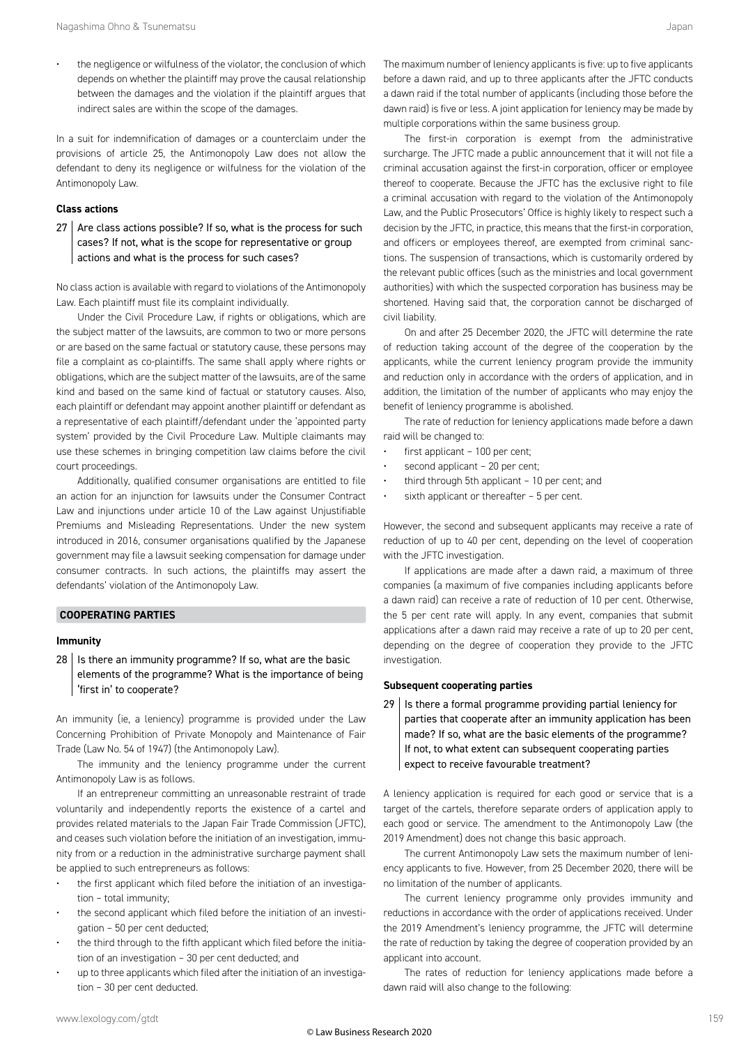- the negligence or wilfulness of the violator, the conclusion of which depends on whether the plaintiff may prove the causal relationship between the damages and the violation if the plaintiff argues that indirect sales are within the scope of the damages.

In a suit for indemnification of damages or a counterclaim under the provisions of article 25, the Antimonopoly Law does not allow the defendant to deny its negligence or wilfulness for the violation of the Antimonopoly Law.

### Class actions

**27 Are class actions possible? If so, what is the process for such cases? If not, what is the scope for representative or group actions and what is the process for such cases?**

No class action is available with regard to violations of the Antimonopoly Law. Each plaintiff must file its complaint individually.

Under the Civil Procedure Law, if rights or obligations, which are the subject matter of the lawsuits, are common to two or more persons or are based on the same factual or statutory cause, these persons may file a complaint as co-plaintiffs. The same shall apply where rights or obligations, which are the subject matter of the lawsuits, are of the same kind and based on the same kind of factual or statutory causes. Also, each plaintiff or defendant may appoint another plaintiff or defendant as a representative of each plaintiff/defendant under the 'appointed party system' provided by the Civil Procedure Law. Multiple claimants may use these schemes in bringing competition law claims before the civil court proceedings.

Additionally, qualified consumer organisations are entitled to file an action for an injunction for lawsuits under the Consumer Contract Law and injunctions under article 10 of the Law against Unjustifiable Premiums and Misleading Representations. Under the new system introduced in 2016, consumer organisations qualified by the Japanese government may file a lawsuit seeking compensation for damage under consumer contracts. In such actions, the plaintiffs may assert the defendants' violation of the Antimonopoly Law.

## COOPERATING PARTIES

### Immunity

**28 Is there an immunity programme? If so, what are the basic elements of the programme? What is the importance of being 'first in' to cooperate?**

An immunity (ie, a leniency) programme is provided under the Law Concerning Prohibition of Private Monopoly and Maintenance of Fair Trade (Law No. 54 of 1947) (the Antimonopoly Law).

The immunity and the leniency programme under the current Antimonopoly Law is as follows.

If an entrepreneur committing an unreasonable restraint of trade voluntarily and independently reports the existence of a cartel and provides related materials to the Japan Fair Trade Commission (JFTC), and ceases such violation before the initiation of an investigation, immunity from or a reduction in the administrative surcharge payment shall be applied to such entrepreneurs as follows:

- the first applicant which filed before the initiation of an investigation – total immunity;
- the second applicant which filed before the initiation of an investigation – 50 per cent deducted;
- the third through to the fifth applicant which filed before the initiation of an investigation – 30 per cent deducted; and
- up to three applicants which filed after the initiation of an investigation – 30 per cent deducted.

The maximum number of leniency applicants is five: up to five applicants before a dawn raid, and up to three applicants after the JFTC conducts a dawn raid if the total number of applicants (including those before the dawn raid) is five or less. A joint application for leniency may be made by multiple corporations within the same business group.

The first-in corporation is exempt from the administrative surcharge. The JFTC made a public announcement that it will not file a criminal accusation against the first-in corporation, officer or employee thereof to cooperate. Because the JFTC has the exclusive right to file a criminal accusation with regard to the violation of the Antimonopoly Law, and the Public Prosecutors' Office is highly likely to respect such a decision by the JFTC, in practice, this means that the first-in corporation, and officers or employees thereof, are exempted from criminal sanctions. The suspension of transactions, which is customarily ordered by the relevant public offices (such as the ministries and local government authorities) with which the suspected corporation has business may be shortened. Having said that, the corporation cannot be discharged of civil liability.

On and after 25 December 2020, the JFTC will determine the rate of reduction taking account of the degree of the cooperation by the applicants, while the current leniency program provide the immunity and reduction only in accordance with the orders of application, and in addition, the limitation of the number of applicants who may enjoy the benefit of leniency programme is abolished.

The rate of reduction for leniency applications made before a dawn raid will be changed to:

- first applicant – 100 per cent;
- second applicant – 20 per cent;
- third through 5th applicant – 10 per cent; and
- sixth applicant or thereafter – 5 per cent.

However, the second and subsequent applicants may receive a rate of reduction of up to 40 per cent, depending on the level of cooperation with the JFTC investigation.

If applications are made after a dawn raid, a maximum of three companies (a maximum of five companies including applicants before a dawn raid) can receive a rate of reduction of 10 per cent. Otherwise, the 5 per cent rate will apply. In any event, companies that submit applications after a dawn raid may receive a rate of up to 20 per cent, depending on the degree of cooperation they provide to the JFTC investigation.

### Subsequent cooperating parties

**29 Is there a formal programme providing partial leniency for parties that cooperate after an immunity application has been made? If so, what are the basic elements of the programme? If not, to what extent can subsequent cooperating parties expect to receive favourable treatment?**

A leniency application is required for each good or service that is a target of the cartels, therefore separate orders of application apply to each good or service. The amendment to the Antimonopoly Law (the 2019 Amendment) does not change this basic approach.

The current Antimonopoly Law sets the maximum number of leniency applicants to five. However, from 25 December 2020, there will be no limitation of the number of applicants.

The current leniency programme only provides immunity and reductions in accordance with the order of applications received. Under the 2019 Amendment's leniency programme, the JFTC will determine the rate of reduction by taking the degree of cooperation provided by an applicant into account.

The rates of reduction for leniency applications made before a dawn raid will also change to the following: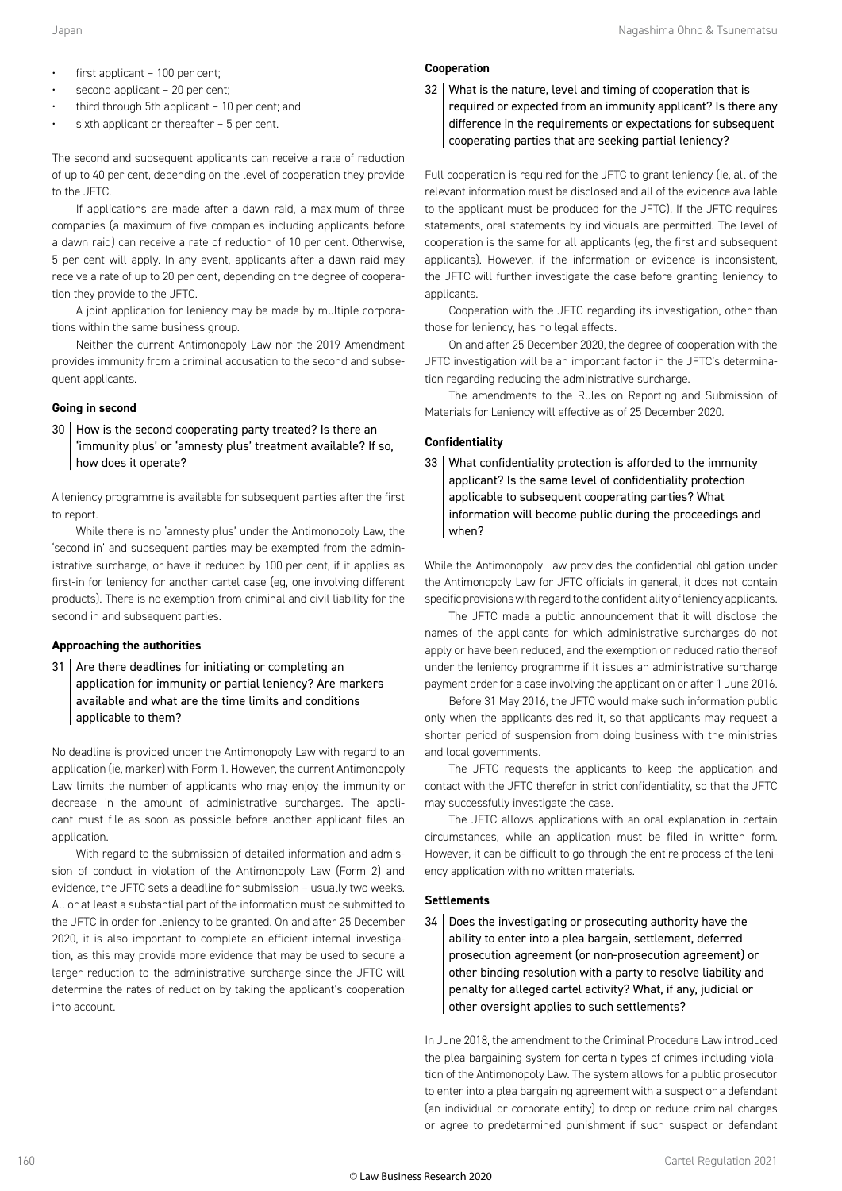- first applicant – 100 per cent;
- second applicant – 20 per cent;
- third through 5th applicant – 10 per cent; and
- sixth applicant or thereafter – 5 per cent.

The second and subsequent applicants can receive a rate of reduction of up to 40 per cent, depending on the level of cooperation they provide to the JFTC.

If applications are made after a dawn raid, a maximum of three companies (a maximum of five companies including applicants before a dawn raid) can receive a rate of reduction of 10 per cent. Otherwise, 5 per cent will apply. In any event, applicants after a dawn raid may receive a rate of up to 20 per cent, depending on the degree of cooperation they provide to the JFTC.

A joint application for leniency may be made by multiple corporations within the same business group.

Neither the current Antimonopoly Law nor the 2019 Amendment provides immunity from a criminal accusation to the second and subsequent applicants.

### Going in second

**30 How is the second cooperating party treated? Is there an 'immunity plus' or 'amnesty plus' treatment available? If so, how does it operate?**

A leniency programme is available for subsequent parties after the first to report.

While there is no 'amnesty plus' under the Antimonopoly Law, the 'second in' and subsequent parties may be exempted from the administrative surcharge, or have it reduced by 100 per cent, if it applies as first-in for leniency for another cartel case (eg, one involving different products). There is no exemption from criminal and civil liability for the second in and subsequent parties.

### Approaching the authorities

**31 Are there deadlines for initiating or completing an application for immunity or partial leniency? Are markers available and what are the time limits and conditions applicable to them?**

No deadline is provided under the Antimonopoly Law with regard to an application (ie, marker) with Form 1. However, the current Antimonopoly Law limits the number of applicants who may enjoy the immunity or decrease in the amount of administrative surcharges. The applicant must file as soon as possible before another applicant files an application.

With regard to the submission of detailed information and admission of conduct in violation of the Antimonopoly Law (Form 2) and evidence, the JFTC sets a deadline for submission – usually two weeks. All or at least a substantial part of the information must be submitted to the JFTC in order for leniency to be granted. On and after 25 December 2020, it is also important to complete an efficient internal investigation, as this may provide more evidence that may be used to secure a larger reduction to the administrative surcharge since the JFTC will determine the rates of reduction by taking the applicant's cooperation into account.

### Cooperation

**32 What is the nature, level and timing of cooperation that is required or expected from an immunity applicant? Is there any difference in the requirements or expectations for subsequent cooperating parties that are seeking partial leniency?**

Full cooperation is required for the JFTC to grant leniency (ie, all of the relevant information must be disclosed and all of the evidence available to the applicant must be produced for the JFTC). If the JFTC requires statements, oral statements by individuals are permitted. The level of cooperation is the same for all applicants (eg, the first and subsequent applicants). However, if the information or evidence is inconsistent, the JFTC will further investigate the case before granting leniency to applicants.

Cooperation with the JFTC regarding its investigation, other than those for leniency, has no legal effects.

On and after 25 December 2020, the degree of cooperation with the JFTC investigation will be an important factor in the JFTC's determination regarding reducing the administrative surcharge.

The amendments to the Rules on Reporting and Submission of Materials for Leniency will effective as of 25 December 2020.

### Confidentiality

**33 What confidentiality protection is afforded to the immunity applicant? Is the same level of confidentiality protection applicable to subsequent cooperating parties? What information will become public during the proceedings and when?**

While the Antimonopoly Law provides the confidential obligation under the Antimonopoly Law for JFTC officials in general, it does not contain specific provisions with regard to the confidentiality of leniency applicants.

The JFTC made a public announcement that it will disclose the names of the applicants for which administrative surcharges do not apply or have been reduced, and the exemption or reduced ratio thereof under the leniency programme if it issues an administrative surcharge payment order for a case involving the applicant on or after 1 June 2016.

Before 31 May 2016, the JFTC would make such information public only when the applicants desired it, so that applicants may request a shorter period of suspension from doing business with the ministries and local governments.

The JFTC requests the applicants to keep the application and contact with the JFTC therefor in strict confidentiality, so that the JFTC may successfully investigate the case.

The JFTC allows applications with an oral explanation in certain circumstances, while an application must be filed in written form. However, it can be difficult to go through the entire process of the leniency application with no written materials.

### Settlements

**34 Does the investigating or prosecuting authority have the ability to enter into a plea bargain, settlement, deferred prosecution agreement (or non-prosecution agreement) or other binding resolution with a party to resolve liability and penalty for alleged cartel activity? What, if any, judicial or other oversight applies to such settlements?**

In June 2018, the amendment to the Criminal Procedure Law introduced the plea bargaining system for certain types of crimes including violation of the Antimonopoly Law. The system allows for a public prosecutor to enter into a plea bargaining agreement with a suspect or a defendant (an individual or corporate entity) to drop or reduce criminal charges or agree to predetermined punishment if such suspect or defendant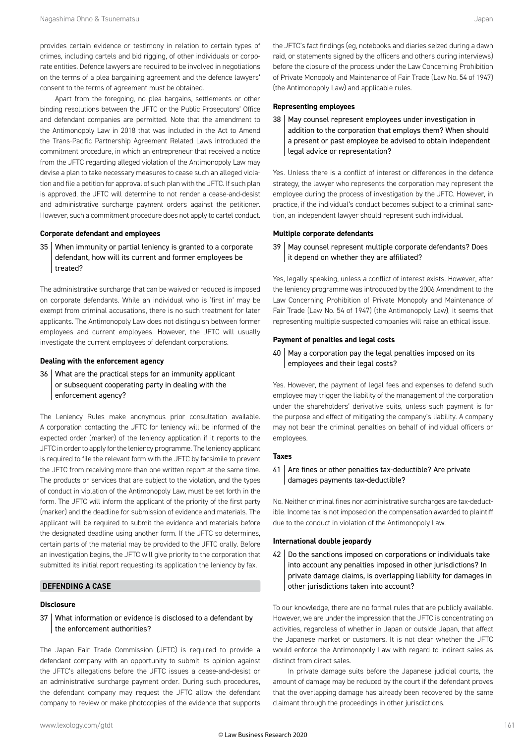provides certain evidence or testimony in relation to certain types of crimes, including cartels and bid rigging, of other individuals or corporate entities. Defence lawyers are required to be involved in negotiations on the terms of a plea bargaining agreement and the defence lawyers' consent to the terms of agreement must be obtained.

Apart from the foregoing, no plea bargains, settlements or other binding resolutions between the JFTC or the Public Prosecutors' Office and defendant companies are permitted. Note that the amendment to the Antimonopoly Law in 2018 that was included in the Act to Amend the Trans-Pacific Partnership Agreement Related Laws introduced the commitment procedure, in which an entrepreneur that received a notice from the JFTC regarding alleged violation of the Antimonopoly Law may devise a plan to take necessary measures to cease such an alleged violation and file a petition for approval of such plan with the JFTC. If such plan is approved, the JFTC will determine to not render a cease-and-desist and administrative surcharge payment orders against the petitioner. However, such a commitment procedure does not apply to cartel conduct.

### Corporate defendant and employees

**35 When immunity or partial leniency is granted to a corporate defendant, how will its current and former employees be treated?**

The administrative surcharge that can be waived or reduced is imposed on corporate defendants. While an individual who is 'first in' may be exempt from criminal accusations, there is no such treatment for later applicants. The Antimonopoly Law does not distinguish between former employees and current employees. However, the JFTC will usually investigate the current employees of defendant corporations.

### Dealing with the enforcement agency

**36 What are the practical steps for an immunity applicant or subsequent cooperating party in dealing with the enforcement agency?**

The Leniency Rules make anonymous prior consultation available. A corporation contacting the JFTC for leniency will be informed of the expected order (marker) of the leniency application if it reports to the JFTC in order to apply for the leniency programme. The leniency applicant is required to file the relevant form with the JFTC by facsimile to prevent the JFTC from receiving more than one written report at the same time. The products or services that are subject to the violation, and the types of conduct in violation of the Antimonopoly Law, must be set forth in the form. The JFTC will inform the applicant of the priority of the first party (marker) and the deadline for submission of evidence and materials. The applicant will be required to submit the evidence and materials before the designated deadline using another form. If the JFTC so determines, certain parts of the material may be provided to the JFTC orally. Before an investigation begins, the JFTC will give priority to the corporation that submitted its initial report requesting its application the leniency by fax.

## DEFENDING A CASE

### Disclosure

**37 What information or evidence is disclosed to a defendant by the enforcement authorities?**

The Japan Fair Trade Commission (JFTC) is required to provide a defendant company with an opportunity to submit its opinion against the JFTC's allegations before the JFTC issues a cease-and-desist or an administrative surcharge payment order. During such procedures, the defendant company may request the JFTC allow the defendant company to review or make photocopies of the evidence that supports the JFTC's fact findings (eg, notebooks and diaries seized during a dawn raid, or statements signed by the officers and others during interviews) before the closure of the process under the Law Concerning Prohibition of Private Monopoly and Maintenance of Fair Trade (Law No. 54 of 1947) (the Antimonopoly Law) and applicable rules.

### Representing employees

**38 May counsel represent employees under investigation in addition to the corporation that employs them? When should a present or past employee be advised to obtain independent legal advice or representation?**

Yes. Unless there is a conflict of interest or differences in the defence strategy, the lawyer who represents the corporation may represent the employee during the process of investigation by the JFTC. However, in practice, if the individual's conduct becomes subject to a criminal sanction, an independent lawyer should represent such individual.

### Multiple corporate defendants

**39 May counsel represent multiple corporate defendants? Does it depend on whether they are affiliated?**

Yes, legally speaking, unless a conflict of interest exists. However, after the leniency programme was introduced by the 2006 Amendment to the Law Concerning Prohibition of Private Monopoly and Maintenance of Fair Trade (Law No. 54 of 1947) (the Antimonopoly Law), it seems that representing multiple suspected companies will raise an ethical issue.

### Payment of penalties and legal costs

**40 May a corporation pay the legal penalties imposed on its employees and their legal costs?**

Yes. However, the payment of legal fees and expenses to defend such employee may trigger the liability of the management of the corporation under the shareholders' derivative suits, unless such payment is for the purpose and effect of mitigating the company's liability. A company may not bear the criminal penalties on behalf of individual officers or employees.

### Taxes

**41 Are fines or other penalties tax-deductible? Are private damages payments tax-deductible?**

No. Neither criminal fines nor administrative surcharges are tax-deductible. Income tax is not imposed on the compensation awarded to plaintiff due to the conduct in violation of the Antimonopoly Law.

### International double jeopardy

**42 Do the sanctions imposed on corporations or individuals take into account any penalties imposed in other jurisdictions? In private damage claims, is overlapping liability for damages in other jurisdictions taken into account?**

To our knowledge, there are no formal rules that are publicly available. However, we are under the impression that the JFTC is concentrating on activities, regardless of whether in Japan or outside Japan, that affect the Japanese market or customers. It is not clear whether the JFTC would enforce the Antimonopoly Law with regard to indirect sales as distinct from direct sales.

In private damage suits before the Japanese judicial courts, the amount of damage may be reduced by the court if the defendant proves that the overlapping damage has already been recovered by the same claimant through the proceedings in other jurisdictions.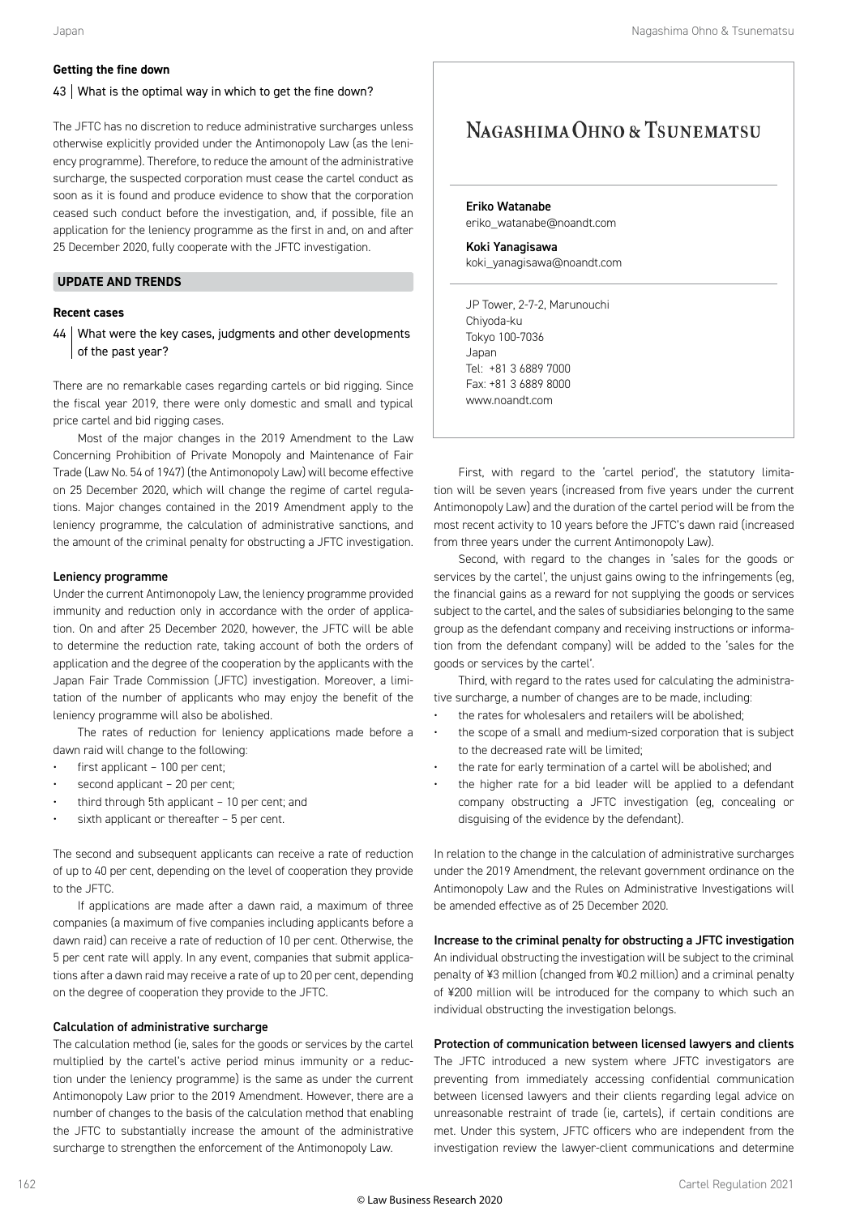### Getting the fine down

**43 | What is the optimal way in which to get the fine down?**

The JFTC has no discretion to reduce administrative surcharges unless otherwise explicitly provided under the Antimonopoly Law (as the leniency programme). Therefore, to reduce the amount of the administrative surcharge, the suspected corporation must cease the cartel conduct as soon as it is found and produce evidence to show that the corporation ceased such conduct before the investigation, and, if possible, file an application for the leniency programme as the first in and, on and after 25 December 2020, fully cooperate with the JFTC investigation.

## UPDATE AND TRENDS

### Recent cases

**44 | What were the key cases, judgments and other developments of the past year?**

There are no remarkable cases regarding cartels or bid rigging. Since the fiscal year 2019, there were only domestic and small and typical price cartel and bid rigging cases.

Most of the major changes in the 2019 Amendment to the Law Concerning Prohibition of Private Monopoly and Maintenance of Fair Trade (Law No. 54 of 1947) (the Antimonopoly Law) will become effective on 25 December 2020, which will change the regime of cartel regulations. Major changes contained in the 2019 Amendment apply to the leniency programme, the calculation of administrative sanctions, and the amount of the criminal penalty for obstructing a JFTC investigation.

#### Leniency programme

Under the current Antimonopoly Law, the leniency programme provided immunity and reduction only in accordance with the order of application. On and after 25 December 2020, however, the JFTC will be able to determine the reduction rate, taking account of both the orders of application and the degree of the cooperation by the applicants with the Japan Fair Trade Commission (JFTC) investigation. Moreover, a limitation of the number of applicants who may enjoy the benefit of the leniency programme will also be abolished.

The rates of reduction for leniency applications made before a dawn raid will change to the following:

- first applicant – 100 per cent;
- second applicant – 20 per cent;
- third through 5th applicant – 10 per cent; and
- sixth applicant or thereafter – 5 per cent.

The second and subsequent applicants can receive a rate of reduction of up to 40 per cent, depending on the level of cooperation they provide to the JFTC.

If applications are made after a dawn raid, a maximum of three companies (a maximum of five companies including applicants before a dawn raid) can receive a rate of reduction of 10 per cent. Otherwise, the 5 per cent rate will apply. In any event, companies that submit applications after a dawn raid may receive a rate of up to 20 per cent, depending on the degree of cooperation they provide to the JFTC.

#### Calculation of administrative surcharge

The calculation method (ie, sales for the goods or services by the cartel multiplied by the cartel's active period minus immunity or a reduction under the leniency programme) is the same as under the current Antimonopoly Law prior to the 2019 Amendment. However, there are a number of changes to the basis of the calculation method that enabling the JFTC to substantially increase the amount of the administrative surcharge to strengthen the enforcement of the Antimonopoly Law.

First, with regard to the 'cartel period', the statutory limitation will be seven years (increased from five years under the current Antimonopoly Law) and the duration of the cartel period will be from the most recent activity to 10 years before the JFTC's dawn raid (increased from three years under the current Antimonopoly Law).

Second, with regard to the changes in 'sales for the goods or services by the cartel', the unjust gains owing to the infringements (eg, the financial gains as a reward for not supplying the goods or services subject to the cartel, and the sales of subsidiaries belonging to the same group as the defendant company and receiving instructions or information from the defendant company) will be added to the 'sales for the goods or services by the cartel'.

Third, with regard to the rates used for calculating the administrative surcharge, a number of changes are to be made, including:

- the rates for wholesalers and retailers will be abolished;
- the scope of a small and medium-sized corporation that is subject to the decreased rate will be limited;
- the rate for early termination of a cartel will be abolished; and
- the higher rate for a bid leader will be applied to a defendant company obstructing a JFTC investigation (eg, concealing or disguising of the evidence by the defendant).

In relation to the change in the calculation of administrative surcharges under the 2019 Amendment, the relevant government ordinance on the Antimonopoly Law and the Rules on Administrative Investigations will be amended effective as of 25 December 2020.

#### Increase to the criminal penalty for obstructing a JFTC investigation

An individual obstructing the investigation will be subject to the criminal penalty of ¥3 million (changed from ¥0.2 million) and a criminal penalty of ¥200 million will be introduced for the company to which such an individual obstructing the investigation belongs.

#### Protection of communication between licensed lawyers and clients

The JFTC introduced a new system where JFTC investigators are preventing from immediately accessing confidential communication between licensed lawyers and their clients regarding legal advice on unreasonable restraint of trade (ie, cartels), if certain conditions are met. Under this system, JFTC officers who are independent from the investigation review the lawyer-client communications and determine

---

**NAGASHIMA OHNO & TSUNEMATSU**

**Eriko Watanabe**
eriko_watanabe@noandt.com

**Koki Yanagisawa**
koki_yanagisawa@noandt.com

JP Tower, 2-7-2, Marunouchi
Chiyoda-ku
Tokyo 100-7036
Japan
Tel: +81 3 6889 7000
Fax: +81 3 6889 8000
www.noandt.com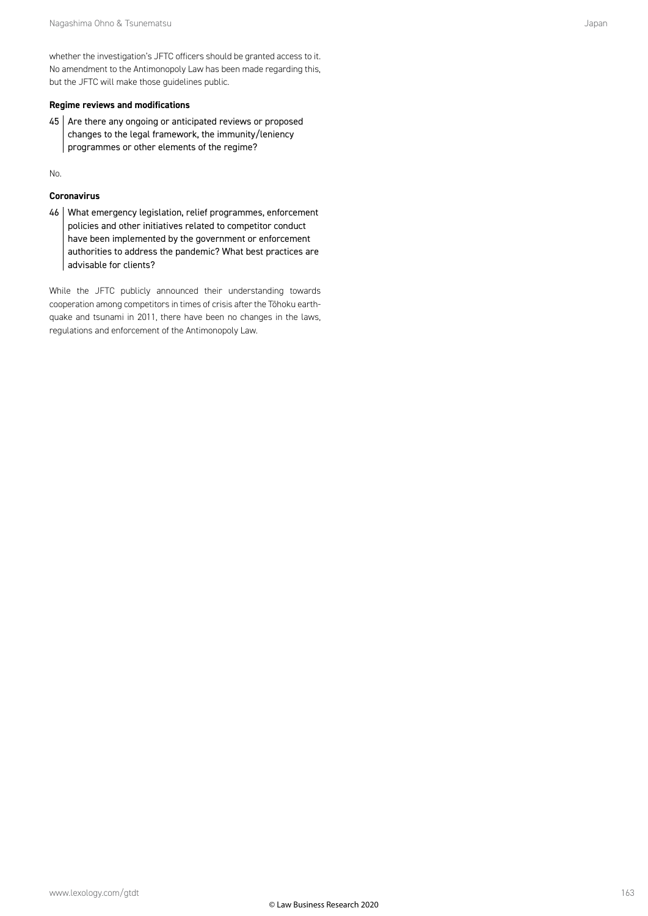whether the investigation's JFTC officers should be granted access to it. No amendment to the Antimonopoly Law has been made regarding this, but the JFTC will make those guidelines public.

### Regime reviews and modifications

**45** Are there any ongoing or anticipated reviews or proposed changes to the legal framework, the immunity/leniency programmes or other elements of the regime?

No.

### Coronavirus

**46** What emergency legislation, relief programmes, enforcement policies and other initiatives related to competitor conduct have been implemented by the government or enforcement authorities to address the pandemic? What best practices are advisable for clients?

While the JFTC publicly announced their understanding towards cooperation among competitors in times of crisis after the Tōhoku earthquake and tsunami in 2011, there have been no changes in the laws, regulations and enforcement of the Antimonopoly Law.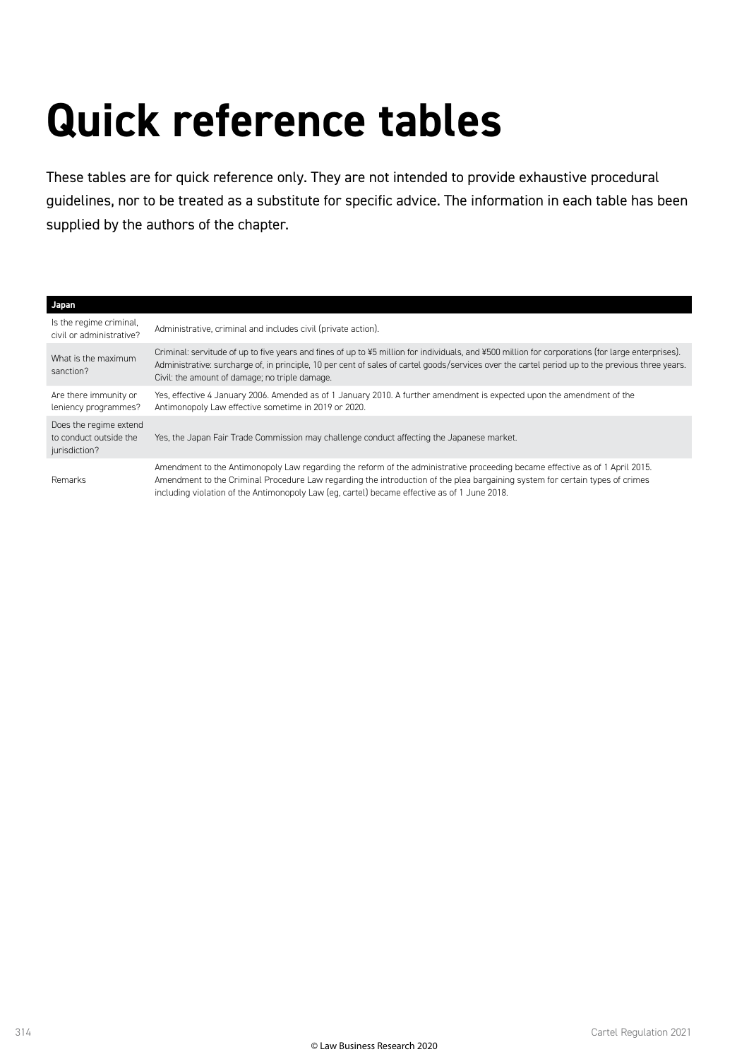# Quick reference tables

These tables are for quick reference only. They are not intended to provide exhaustive procedural guidelines, nor to be treated as a substitute for specific advice. The information in each table has been supplied by the authors of the chapter.

| Japan | |
|---|---|
| Is the regime criminal, civil or administrative? | Administrative, criminal and includes civil (private action). |
| What is the maximum sanction? | Criminal: servitude of up to five years and fines of up to ¥5 million for individuals, and ¥500 million for corporations (for large enterprises). Administrative: surcharge of, in principle, 10 per cent of sales of cartel goods/services over the cartel period up to the previous three years. Civil: the amount of damage; no triple damage. |
| Are there immunity or leniency programmes? | Yes, effective 4 January 2006. Amended as of 1 January 2010. A further amendment is expected upon the amendment of the Antimonopoly Law effective sometime in 2019 or 2020. |
| Does the regime extend to conduct outside the jurisdiction? | Yes, the Japan Fair Trade Commission may challenge conduct affecting the Japanese market. |
| Remarks | Amendment to the Antimonopoly Law regarding the reform of the administrative proceeding became effective as of 1 April 2015. Amendment to the Criminal Procedure Law regarding the introduction of the plea bargaining system for certain types of crimes including violation of the Antimonopoly Law (eg, cartel) became effective as of 1 June 2018. |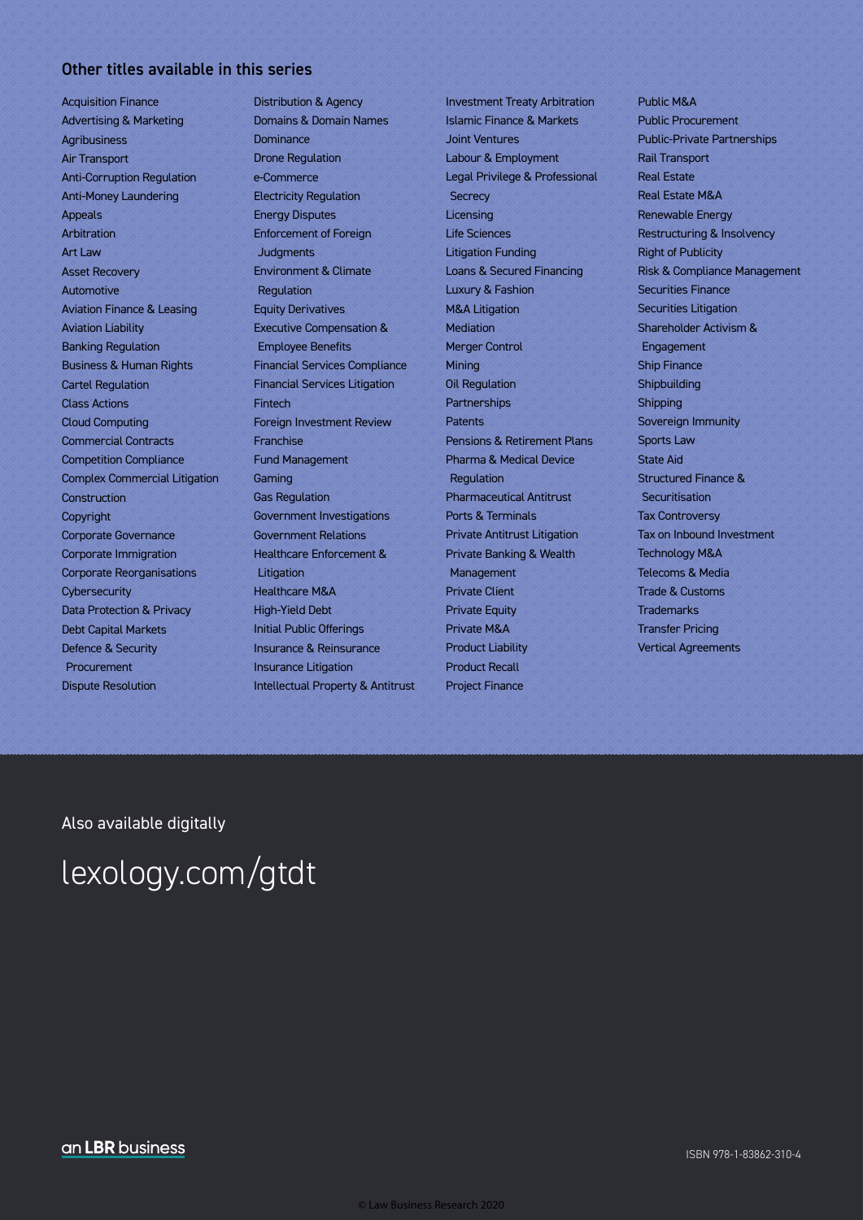## Other titles available in this series

- Acquisition Finance
- Advertising & Marketing
- Agribusiness
- Air Transport
- Anti-Corruption Regulation
- Anti-Money Laundering
- Appeals
- Arbitration
- Art Law
- Asset Recovery
- Automotive
- Aviation Finance & Leasing
- Aviation Liability
- Banking Regulation
- Business & Human Rights
- Cartel Regulation
- Class Actions
- Cloud Computing
- Commercial Contracts
- Competition Compliance
- Complex Commercial Litigation
- Construction
- Copyright
- Corporate Governance
- Corporate Immigration
- Corporate Reorganisations
- Cybersecurity
- Data Protection & Privacy
- Debt Capital Markets
- Defence & Security Procurement
- Dispute Resolution
- Distribution & Agency
- Domains & Domain Names
- Dominance
- Drone Regulation
- e-Commerce
- Electricity Regulation
- Energy Disputes
- Enforcement of Foreign Judgments
- Environment & Climate Regulation
- Equity Derivatives
- Executive Compensation & Employee Benefits
- Financial Services Compliance
- Financial Services Litigation
- Fintech
- Foreign Investment Review
- Franchise
- Fund Management
- Gaming
- Gas Regulation
- Government Investigations
- Government Relations
- Healthcare Enforcement & Litigation
- Healthcare M&A
- High-Yield Debt
- Initial Public Offerings
- Insurance & Reinsurance
- Insurance Litigation
- Intellectual Property & Antitrust
- Investment Treaty Arbitration
- Islamic Finance & Markets
- Joint Ventures
- Labour & Employment
- Legal Privilege & Professional Secrecy
- Licensing
- Life Sciences
- Litigation Funding
- Loans & Secured Financing
- Luxury & Fashion
- M&A Litigation
- Mediation
- Merger Control
- Mining
- Oil Regulation
- Partnerships
- Patents
- Pensions & Retirement Plans
- Pharma & Medical Device Regulation
- Pharmaceutical Antitrust
- Ports & Terminals
- Private Antitrust Litigation
- Private Banking & Wealth Management
- Private Client
- Private Equity
- Private M&A
- Product Liability
- Product Recall
- Project Finance
- Public M&A
- Public Procurement
- Public-Private Partnerships
- Rail Transport
- Real Estate
- Real Estate M&A
- Renewable Energy
- Restructuring & Insolvency
- Right of Publicity
- Risk & Compliance Management
- Securities Finance
- Securities Litigation
- Shareholder Activism & Engagement
- Ship Finance
- Shipbuilding
- Shipping
- Sovereign Immunity
- Sports Law
- State Aid
- Structured Finance & Securitisation
- Tax Controversy
- Tax on Inbound Investment
- Technology M&A
- Telecoms & Media
- Trade & Customs
- Trademarks
- Transfer Pricing
- Vertical Agreements

Also available digitally

lexology.com/gtdt

an **LBR** business

ISBN 978-1-83862-310-4

© Law Business Research 2020